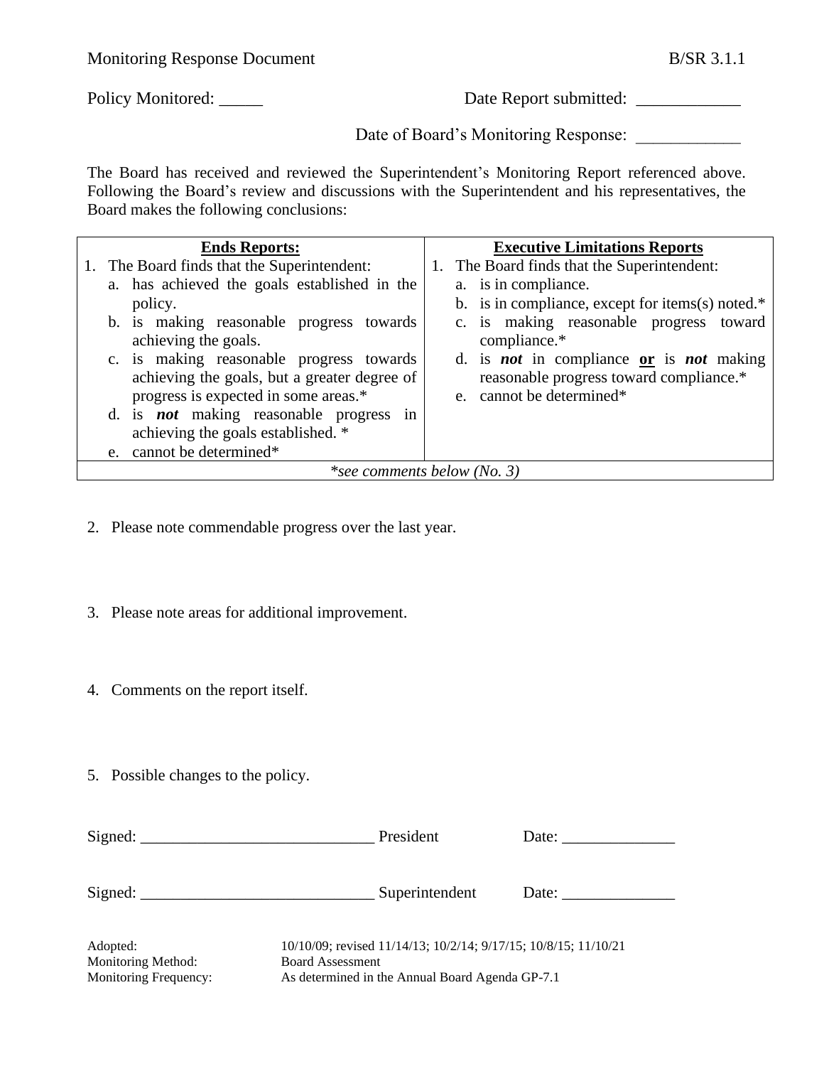Monitoring Response Document B/SR 3.1.1

Policy Monitored: _____ Date Report submitted: ____________

Date of Board's Monitoring Response: ____________

The Board has received and reviewed the Superintendent's Monitoring Report referenced above. Following the Board's review and discussions with the Superintendent and his representatives, the Board makes the following conclusions:

| **Ends Reports:** | **Executive Limitations Reports** |
|---|---|
| 1. The Board finds that the Superintendent:<br>a. has achieved the goals established in the policy.<br>b. is making reasonable progress towards achieving the goals.<br>c. is making reasonable progress towards achieving the goals, but a greater degree of progress is expected in some areas.*<br>d. is ***not*** making reasonable progress in achieving the goals established. *<br>e. cannot be determined* | 1. The Board finds that the Superintendent:<br>a. is in compliance.<br>b. is in compliance, except for items(s) noted.*<br>c. is making reasonable progress toward compliance.*<br>d. is ***not*** in compliance **<u>or</u>** is ***not*** making reasonable progress toward compliance.*<br>e. cannot be determined* |
| *\*see comments below (No. 3)* | |

2. Please note commendable progress over the last year.

3. Please note areas for additional improvement.

4. Comments on the report itself.

5. Possible changes to the policy.

Signed: ____________________________ President Date: ______________

Signed: ____________________________ Superintendent Date: ______________

Adopted: 10/10/09; revised 11/14/13; 10/2/14; 9/17/15; 10/8/15; 11/10/21
Monitoring Method: Board Assessment
Monitoring Frequency: As determined in the Annual Board Agenda GP-7.1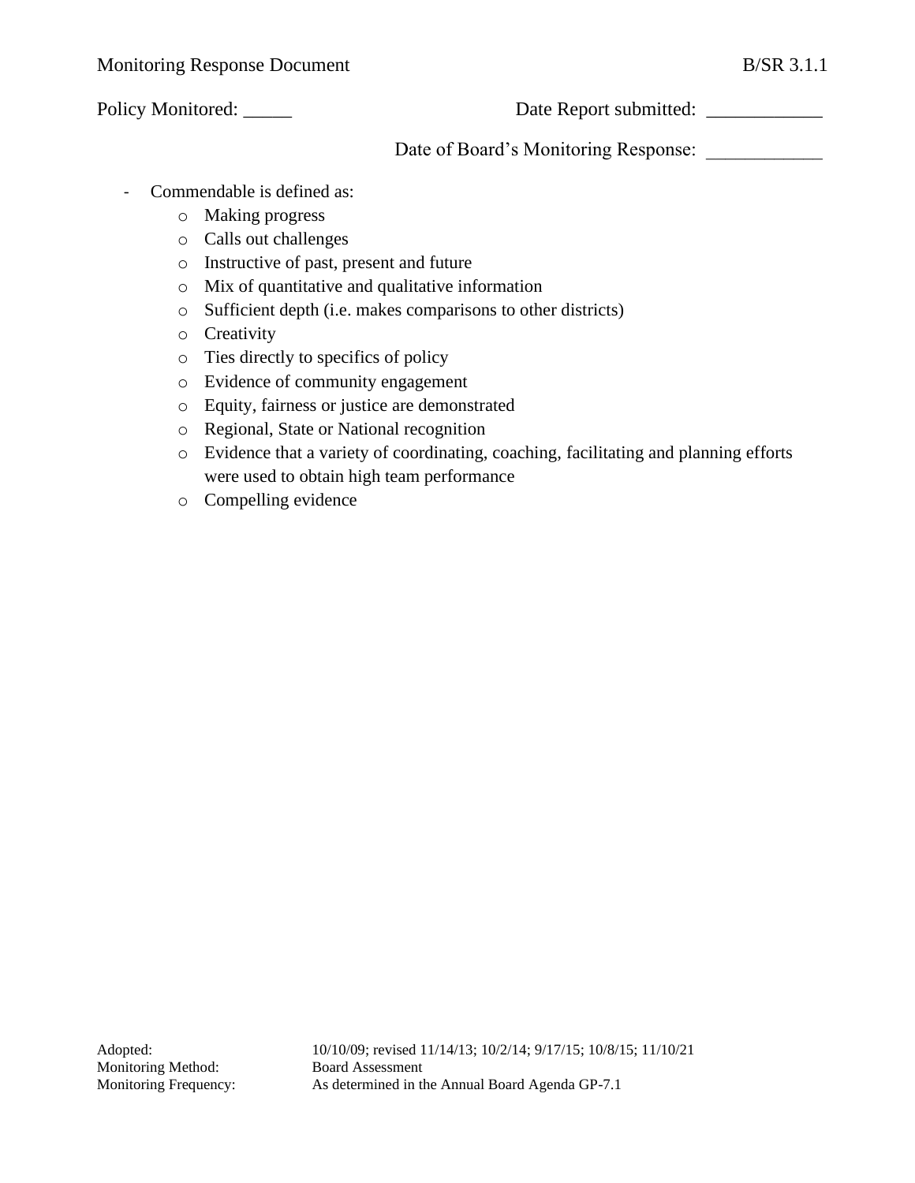Monitoring Response Document B/SR 3.1.1

Policy Monitored: _____ Date Report submitted: ____________

Date of Board's Monitoring Response: ____________

- Commendable is defined as:
  - Making progress
  - Calls out challenges
  - Instructive of past, present and future
  - Mix of quantitative and qualitative information
  - Sufficient depth (i.e. makes comparisons to other districts)
  - Creativity
  - Ties directly to specifics of policy
  - Evidence of community engagement
  - Equity, fairness or justice are demonstrated
  - Regional, State or National recognition
  - Evidence that a variety of coordinating, coaching, facilitating and planning efforts were used to obtain high team performance
  - Compelling evidence

| | |
|---|---|
| Adopted: | 10/10/09; revised 11/14/13; 10/2/14; 9/17/15; 10/8/15; 11/10/21 |
| Monitoring Method: | Board Assessment |
| Monitoring Frequency: | As determined in the Annual Board Agenda GP-7.1 |